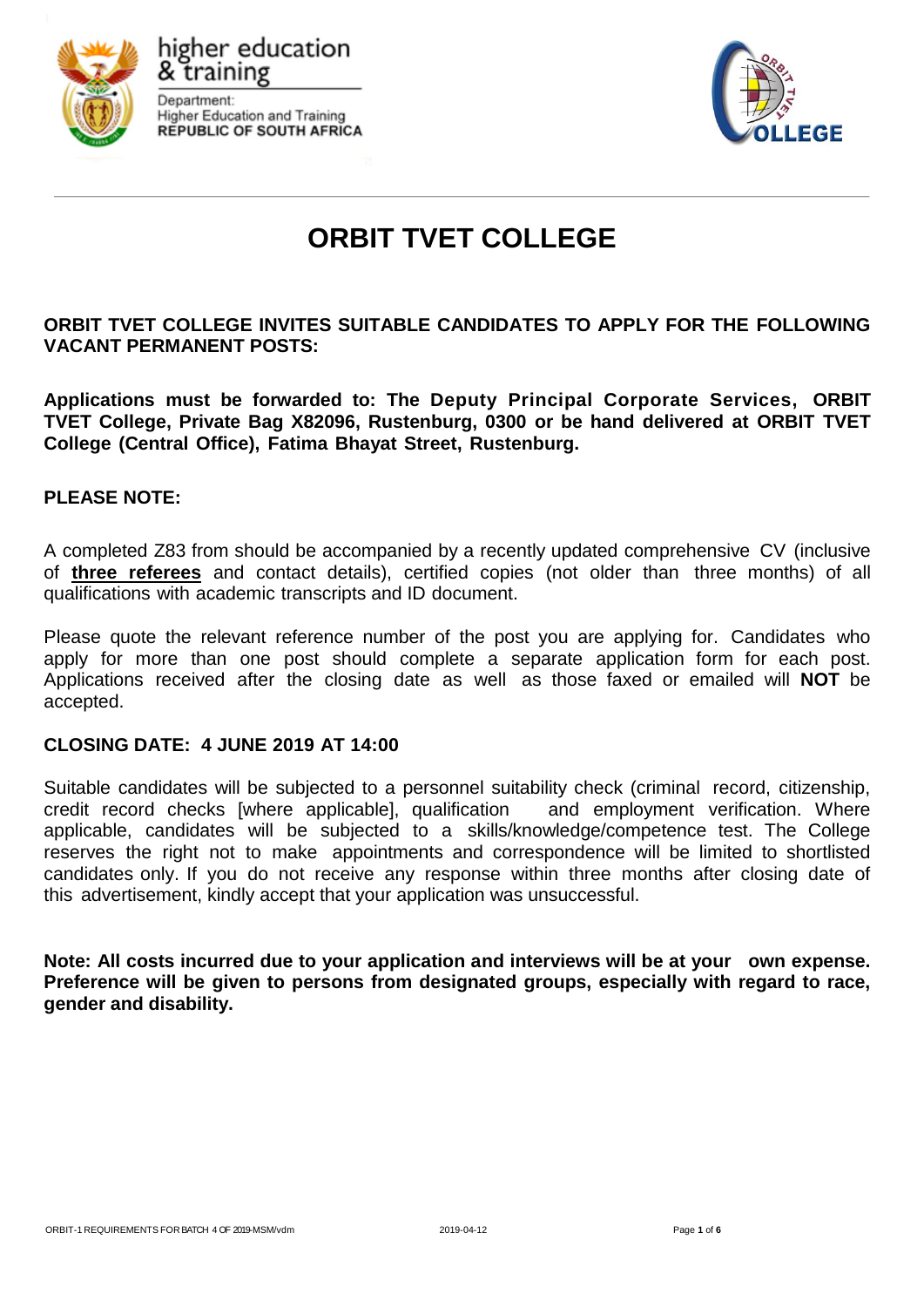higher education & training

Department:
Higher Education and Training
**REPUBLIC OF SOUTH AFRICA**

# ORBIT TVET COLLEGE

**ORBIT TVET COLLEGE INVITES SUITABLE CANDIDATES TO APPLY FOR THE FOLLOWING VACANT PERMANENT POSTS:**

**Applications must be forwarded to: The Deputy Principal Corporate Services, ORBIT TVET College, Private Bag X82096, Rustenburg, 0300 or be hand delivered at ORBIT TVET College (Central Office), Fatima Bhayat Street, Rustenburg.**

**PLEASE NOTE:**

A completed Z83 from should be accompanied by a recently updated comprehensive CV (inclusive of **three referees** and contact details), certified copies (not older than three months) of all qualifications with academic transcripts and ID document.

Please quote the relevant reference number of the post you are applying for. Candidates who apply for more than one post should complete a separate application form for each post. Applications received after the closing date as well as those faxed or emailed will **NOT** be accepted.

**CLOSING DATE: 4 JUNE 2019 AT 14:00**

Suitable candidates will be subjected to a personnel suitability check (criminal record, citizenship, credit record checks [where applicable], qualification and employment verification. Where applicable, candidates will be subjected to a skills/knowledge/competence test. The College reserves the right not to make appointments and correspondence will be limited to shortlisted candidates only. If you do not receive any response within three months after closing date of this advertisement, kindly accept that your application was unsuccessful.

**Note: All costs incurred due to your application and interviews will be at your own expense. Preference will be given to persons from designated groups, especially with regard to race, gender and disability.**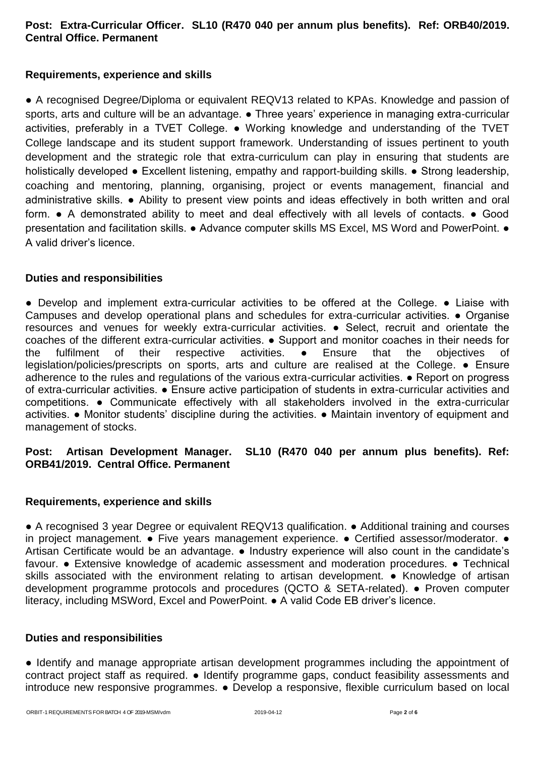**Post: Extra-Curricular Officer. SL10 (R470 040 per annum plus benefits). Ref: ORB40/2019. Central Office. Permanent**

**Requirements, experience and skills**

● A recognised Degree/Diploma or equivalent REQV13 related to KPAs. Knowledge and passion of sports, arts and culture will be an advantage. ● Three years' experience in managing extra-curricular activities, preferably in a TVET College. ● Working knowledge and understanding of the TVET College landscape and its student support framework. Understanding of issues pertinent to youth development and the strategic role that extra-curriculum can play in ensuring that students are holistically developed ● Excellent listening, empathy and rapport-building skills. ● Strong leadership, coaching and mentoring, planning, organising, project or events management, financial and administrative skills. ● Ability to present view points and ideas effectively in both written and oral form. ● A demonstrated ability to meet and deal effectively with all levels of contacts. ● Good presentation and facilitation skills. ● Advance computer skills MS Excel, MS Word and PowerPoint. ● A valid driver's licence.

**Duties and responsibilities**

● Develop and implement extra-curricular activities to be offered at the College. ● Liaise with Campuses and develop operational plans and schedules for extra-curricular activities. ● Organise resources and venues for weekly extra-curricular activities. ● Select, recruit and orientate the coaches of the different extra-curricular activities. ● Support and monitor coaches in their needs for the fulfilment of their respective activities. ● Ensure that the objectives of legislation/policies/prescripts on sports, arts and culture are realised at the College. ● Ensure adherence to the rules and regulations of the various extra-curricular activities. ● Report on progress of extra-curricular activities. ● Ensure active participation of students in extra-curricular activities and competitions. ● Communicate effectively with all stakeholders involved in the extra-curricular activities. ● Monitor students' discipline during the activities. ● Maintain inventory of equipment and management of stocks.

**Post: Artisan Development Manager. SL10 (R470 040 per annum plus benefits). Ref: ORB41/2019. Central Office. Permanent**

**Requirements, experience and skills**

● A recognised 3 year Degree or equivalent REQV13 qualification. ● Additional training and courses in project management. ● Five years management experience. ● Certified assessor/moderator. ● Artisan Certificate would be an advantage. ● Industry experience will also count in the candidate's favour. ● Extensive knowledge of academic assessment and moderation procedures. ● Technical skills associated with the environment relating to artisan development. ● Knowledge of artisan development programme protocols and procedures (QCTO & SETA-related). ● Proven computer literacy, including MSWord, Excel and PowerPoint. ● A valid Code EB driver's licence.

**Duties and responsibilities**

● Identify and manage appropriate artisan development programmes including the appointment of contract project staff as required. ● Identify programme gaps, conduct feasibility assessments and introduce new responsive programmes. ● Develop a responsive, flexible curriculum based on local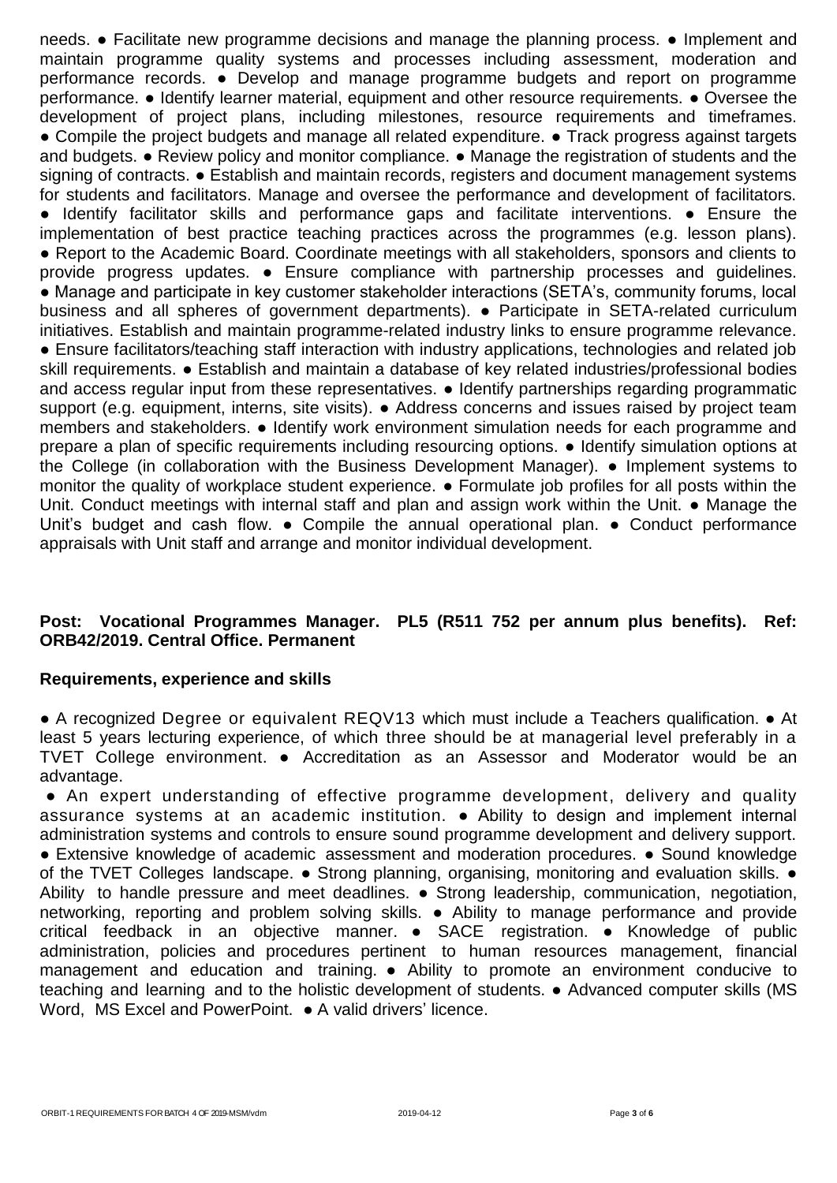needs. ● Facilitate new programme decisions and manage the planning process. ● Implement and maintain programme quality systems and processes including assessment, moderation and performance records. ● Develop and manage programme budgets and report on programme performance. ● Identify learner material, equipment and other resource requirements. ● Oversee the development of project plans, including milestones, resource requirements and timeframes. ● Compile the project budgets and manage all related expenditure. ● Track progress against targets and budgets. ● Review policy and monitor compliance. ● Manage the registration of students and the signing of contracts. ● Establish and maintain records, registers and document management systems for students and facilitators. Manage and oversee the performance and development of facilitators. ● Identify facilitator skills and performance gaps and facilitate interventions. ● Ensure the implementation of best practice teaching practices across the programmes (e.g. lesson plans). ● Report to the Academic Board. Coordinate meetings with all stakeholders, sponsors and clients to provide progress updates. ● Ensure compliance with partnership processes and guidelines. ● Manage and participate in key customer stakeholder interactions (SETA's, community forums, local business and all spheres of government departments). ● Participate in SETA-related curriculum initiatives. Establish and maintain programme-related industry links to ensure programme relevance. ● Ensure facilitators/teaching staff interaction with industry applications, technologies and related job skill requirements. ● Establish and maintain a database of key related industries/professional bodies and access regular input from these representatives. ● Identify partnerships regarding programmatic support (e.g. equipment, interns, site visits). ● Address concerns and issues raised by project team members and stakeholders. ● Identify work environment simulation needs for each programme and prepare a plan of specific requirements including resourcing options. ● Identify simulation options at the College (in collaboration with the Business Development Manager). ● Implement systems to monitor the quality of workplace student experience. ● Formulate job profiles for all posts within the Unit. Conduct meetings with internal staff and plan and assign work within the Unit. ● Manage the Unit's budget and cash flow. ● Compile the annual operational plan. ● Conduct performance appraisals with Unit staff and arrange and monitor individual development.

**Post: Vocational Programmes Manager. PL5 (R511 752 per annum plus benefits). Ref: ORB42/2019. Central Office. Permanent**

**Requirements, experience and skills**

● A recognized Degree or equivalent REQV13 which must include a Teachers qualification. ● At least 5 years lecturing experience, of which three should be at managerial level preferably in a TVET College environment. ● Accreditation as an Assessor and Moderator would be an advantage.

● An expert understanding of effective programme development, delivery and quality assurance systems at an academic institution. ● Ability to design and implement internal administration systems and controls to ensure sound programme development and delivery support. ● Extensive knowledge of academic assessment and moderation procedures. ● Sound knowledge of the TVET Colleges landscape. ● Strong planning, organising, monitoring and evaluation skills. ● Ability to handle pressure and meet deadlines. ● Strong leadership, communication, negotiation, networking, reporting and problem solving skills. ● Ability to manage performance and provide critical feedback in an objective manner. ● SACE registration. ● Knowledge of public administration, policies and procedures pertinent to human resources management, financial management and education and training. ● Ability to promote an environment conducive to teaching and learning and to the holistic development of students. ● Advanced computer skills (MS Word, MS Excel and PowerPoint. ● A valid drivers' licence.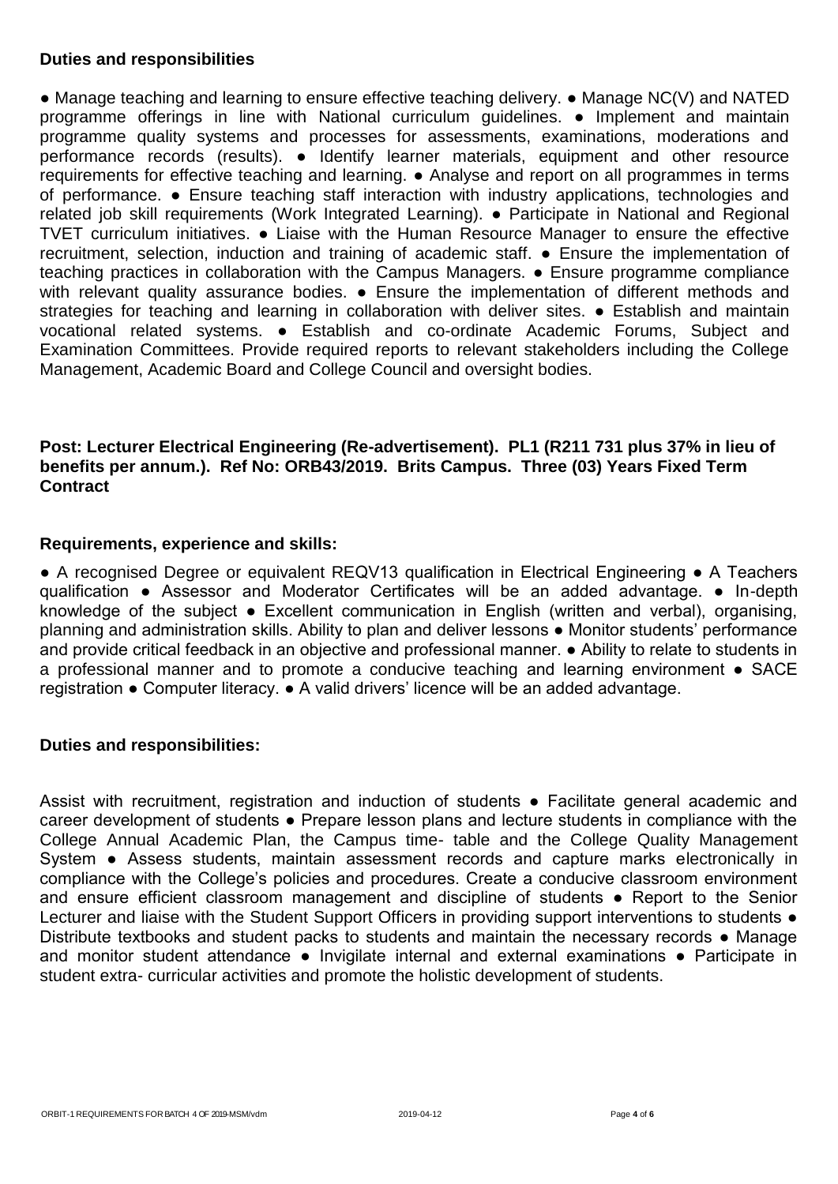**Duties and responsibilities**

● Manage teaching and learning to ensure effective teaching delivery. ● Manage NC(V) and NATED programme offerings in line with National curriculum guidelines. ● Implement and maintain programme quality systems and processes for assessments, examinations, moderations and performance records (results). ● Identify learner materials, equipment and other resource requirements for effective teaching and learning. ● Analyse and report on all programmes in terms of performance. ● Ensure teaching staff interaction with industry applications, technologies and related job skill requirements (Work Integrated Learning). ● Participate in National and Regional TVET curriculum initiatives. ● Liaise with the Human Resource Manager to ensure the effective recruitment, selection, induction and training of academic staff. ● Ensure the implementation of teaching practices in collaboration with the Campus Managers. ● Ensure programme compliance with relevant quality assurance bodies. ● Ensure the implementation of different methods and strategies for teaching and learning in collaboration with deliver sites. ● Establish and maintain vocational related systems. ● Establish and co-ordinate Academic Forums, Subject and Examination Committees. Provide required reports to relevant stakeholders including the College Management, Academic Board and College Council and oversight bodies.

**Post: Lecturer Electrical Engineering (Re-advertisement). PL1 (R211 731 plus 37% in lieu of benefits per annum.). Ref No: ORB43/2019. Brits Campus. Three (03) Years Fixed Term Contract**

**Requirements, experience and skills:**

● A recognised Degree or equivalent REQV13 qualification in Electrical Engineering ● A Teachers qualification ● Assessor and Moderator Certificates will be an added advantage. ● In-depth knowledge of the subject ● Excellent communication in English (written and verbal), organising, planning and administration skills. Ability to plan and deliver lessons ● Monitor students' performance and provide critical feedback in an objective and professional manner. ● Ability to relate to students in a professional manner and to promote a conducive teaching and learning environment ● SACE registration ● Computer literacy. ● A valid drivers' licence will be an added advantage.

**Duties and responsibilities:**

Assist with recruitment, registration and induction of students ● Facilitate general academic and career development of students ● Prepare lesson plans and lecture students in compliance with the College Annual Academic Plan, the Campus time- table and the College Quality Management System ● Assess students, maintain assessment records and capture marks electronically in compliance with the College's policies and procedures. Create a conducive classroom environment and ensure efficient classroom management and discipline of students ● Report to the Senior Lecturer and liaise with the Student Support Officers in providing support interventions to students ● Distribute textbooks and student packs to students and maintain the necessary records ● Manage and monitor student attendance ● Invigilate internal and external examinations ● Participate in student extra- curricular activities and promote the holistic development of students.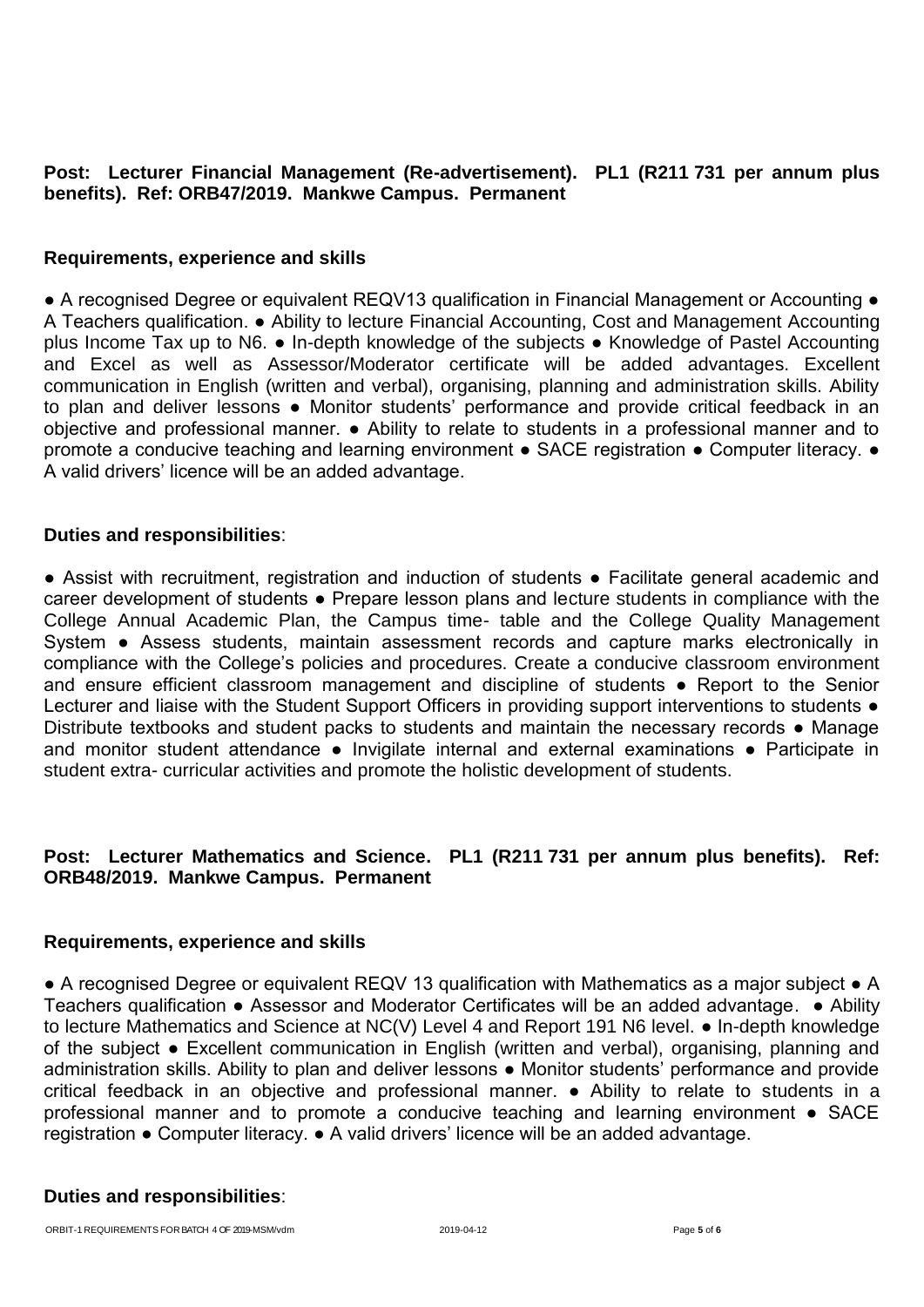**Post: Lecturer Financial Management (Re-advertisement). PL1 (R211 731 per annum plus benefits). Ref: ORB47/2019. Mankwe Campus. Permanent**

**Requirements, experience and skills**

● A recognised Degree or equivalent REQV13 qualification in Financial Management or Accounting ● A Teachers qualification. ● Ability to lecture Financial Accounting, Cost and Management Accounting plus Income Tax up to N6. ● In-depth knowledge of the subjects ● Knowledge of Pastel Accounting and Excel as well as Assessor/Moderator certificate will be added advantages. Excellent communication in English (written and verbal), organising, planning and administration skills. Ability to plan and deliver lessons ● Monitor students' performance and provide critical feedback in an objective and professional manner. ● Ability to relate to students in a professional manner and to promote a conducive teaching and learning environment ● SACE registration ● Computer literacy. ● A valid drivers' licence will be an added advantage.

**Duties and responsibilities**:

● Assist with recruitment, registration and induction of students ● Facilitate general academic and career development of students ● Prepare lesson plans and lecture students in compliance with the College Annual Academic Plan, the Campus time- table and the College Quality Management System ● Assess students, maintain assessment records and capture marks electronically in compliance with the College's policies and procedures. Create a conducive classroom environment and ensure efficient classroom management and discipline of students ● Report to the Senior Lecturer and liaise with the Student Support Officers in providing support interventions to students ● Distribute textbooks and student packs to students and maintain the necessary records ● Manage and monitor student attendance ● Invigilate internal and external examinations ● Participate in student extra- curricular activities and promote the holistic development of students.

**Post: Lecturer Mathematics and Science. PL1 (R211 731 per annum plus benefits). Ref: ORB48/2019. Mankwe Campus. Permanent**

**Requirements, experience and skills**

● A recognised Degree or equivalent REQV 13 qualification with Mathematics as a major subject ● A Teachers qualification ● Assessor and Moderator Certificates will be an added advantage. ● Ability to lecture Mathematics and Science at NC(V) Level 4 and Report 191 N6 level. ● In-depth knowledge of the subject ● Excellent communication in English (written and verbal), organising, planning and administration skills. Ability to plan and deliver lessons ● Monitor students' performance and provide critical feedback in an objective and professional manner. ● Ability to relate to students in a professional manner and to promote a conducive teaching and learning environment ● SACE registration ● Computer literacy. ● A valid drivers' licence will be an added advantage.

**Duties and responsibilities**: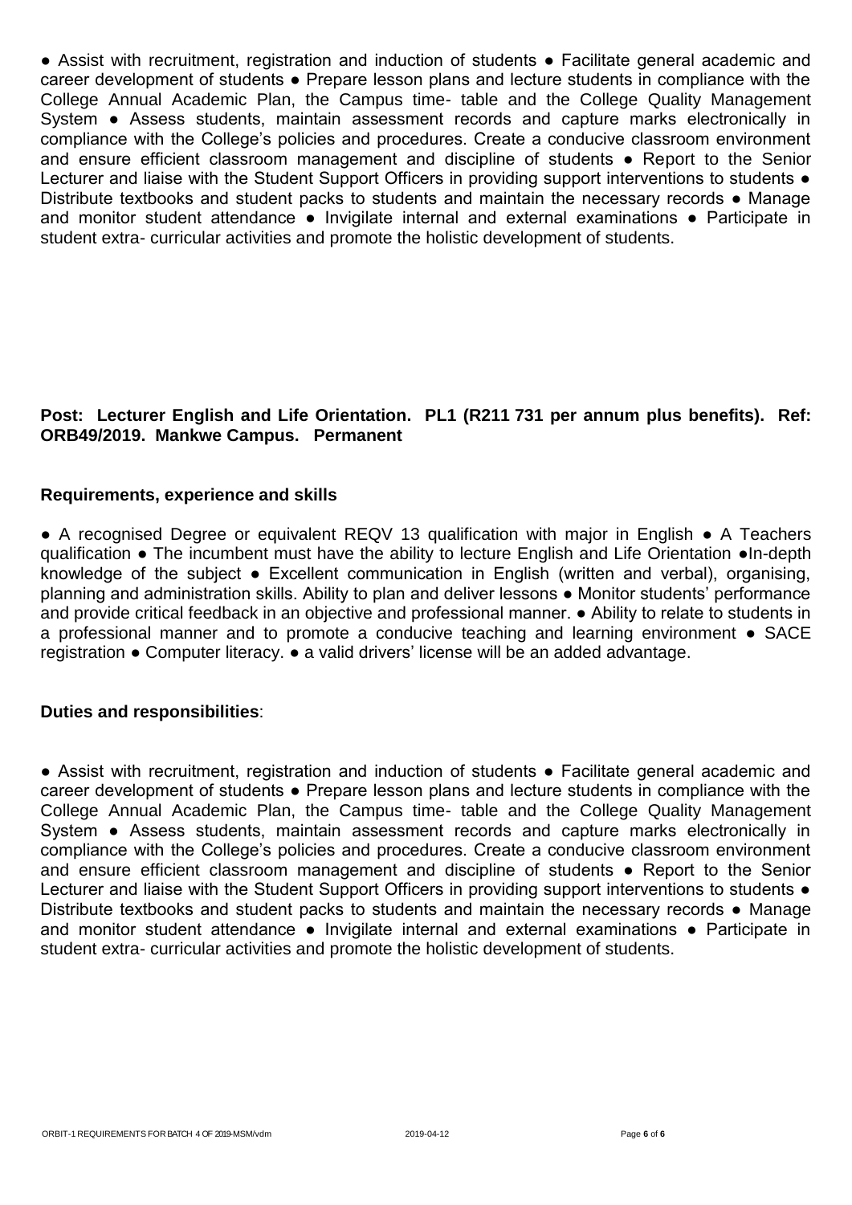● Assist with recruitment, registration and induction of students ● Facilitate general academic and career development of students ● Prepare lesson plans and lecture students in compliance with the College Annual Academic Plan, the Campus time- table and the College Quality Management System ● Assess students, maintain assessment records and capture marks electronically in compliance with the College's policies and procedures. Create a conducive classroom environment and ensure efficient classroom management and discipline of students ● Report to the Senior Lecturer and liaise with the Student Support Officers in providing support interventions to students ● Distribute textbooks and student packs to students and maintain the necessary records ● Manage and monitor student attendance ● Invigilate internal and external examinations ● Participate in student extra- curricular activities and promote the holistic development of students.

**Post: Lecturer English and Life Orientation. PL1 (R211 731 per annum plus benefits). Ref: ORB49/2019. Mankwe Campus. Permanent**

**Requirements, experience and skills**

● A recognised Degree or equivalent REQV 13 qualification with major in English ● A Teachers qualification ● The incumbent must have the ability to lecture English and Life Orientation ●In-depth knowledge of the subject ● Excellent communication in English (written and verbal), organising, planning and administration skills. Ability to plan and deliver lessons ● Monitor students' performance and provide critical feedback in an objective and professional manner. ● Ability to relate to students in a professional manner and to promote a conducive teaching and learning environment ● SACE registration ● Computer literacy. ● a valid drivers' license will be an added advantage.

**Duties and responsibilities**:

● Assist with recruitment, registration and induction of students ● Facilitate general academic and career development of students ● Prepare lesson plans and lecture students in compliance with the College Annual Academic Plan, the Campus time- table and the College Quality Management System ● Assess students, maintain assessment records and capture marks electronically in compliance with the College's policies and procedures. Create a conducive classroom environment and ensure efficient classroom management and discipline of students ● Report to the Senior Lecturer and liaise with the Student Support Officers in providing support interventions to students ● Distribute textbooks and student packs to students and maintain the necessary records ● Manage and monitor student attendance ● Invigilate internal and external examinations ● Participate in student extra- curricular activities and promote the holistic development of students.